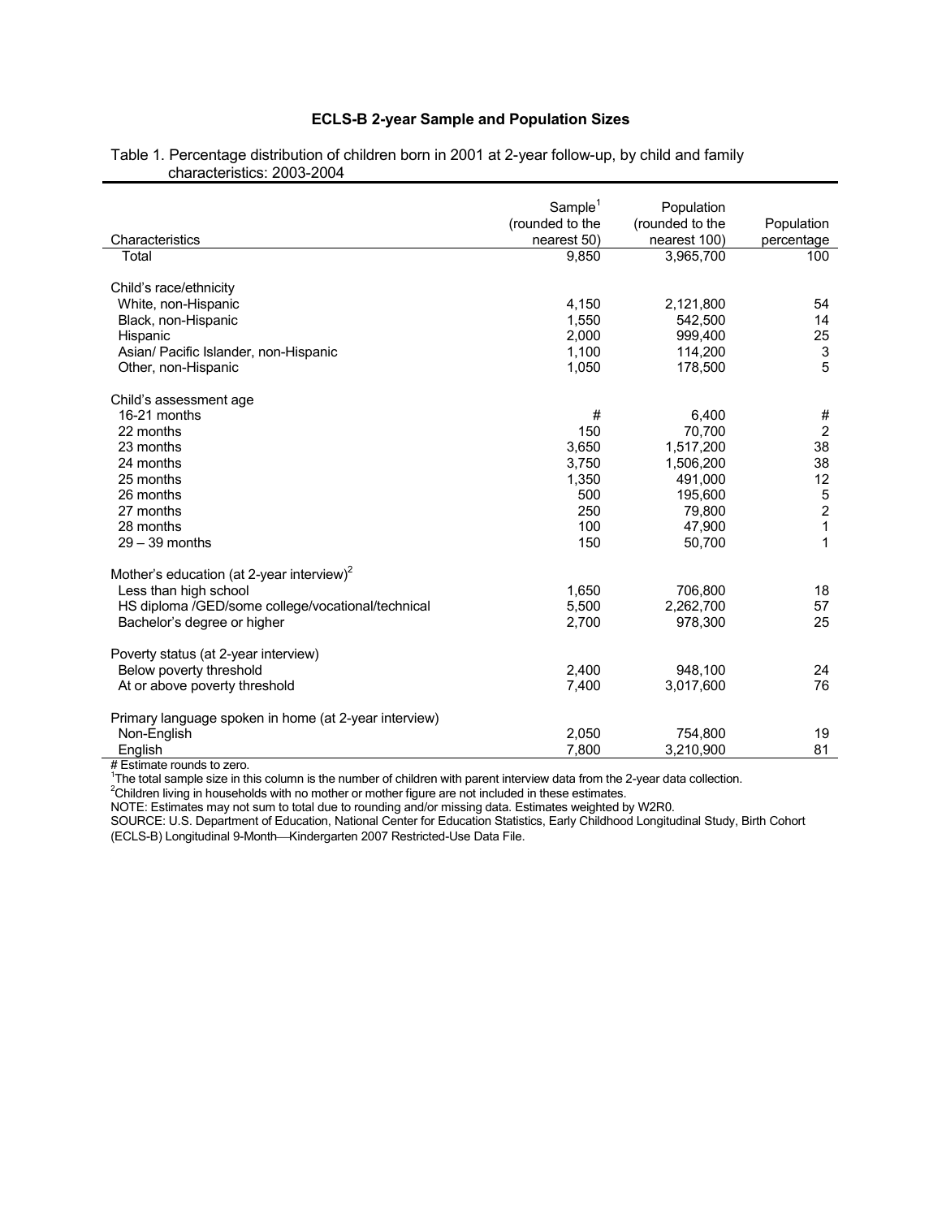## ECLS-B 2-year Sample and Population Sizes

Table 1. Percentage distribution of children born in 2001 at 2-year follow-up, by child and family characteristics: 2003-2004

| Characteristics | Sample[1] (rounded to the nearest 50) | Population (rounded to the nearest 100) | Population percentage |
|---|---|---|---|
| Total | 9,850 | 3,965,700 | 100 |
| **Child's race/ethnicity** | | | |
| White, non-Hispanic | 4,150 | 2,121,800 | 54 |
| Black, non-Hispanic | 1,550 | 542,500 | 14 |
| Hispanic | 2,000 | 999,400 | 25 |
| Asian/ Pacific Islander, non-Hispanic | 1,100 | 114,200 | 3 |
| Other, non-Hispanic | 1,050 | 178,500 | 5 |
| **Child's assessment age** | | | |
| 16-21 months | # | 6,400 | # |
| 22 months | 150 | 70,700 | 2 |
| 23 months | 3,650 | 1,517,200 | 38 |
| 24 months | 3,750 | 1,506,200 | 38 |
| 25 months | 1,350 | 491,000 | 12 |
| 26 months | 500 | 195,600 | 5 |
| 27 months | 250 | 79,800 | 2 |
| 28 months | 100 | 47,900 | 1 |
| 29 – 39 months | 150 | 50,700 | 1 |
| **Mother's education (at 2-year interview)[2]** | | | |
| Less than high school | 1,650 | 706,800 | 18 |
| HS diploma /GED/some college/vocational/technical | 5,500 | 2,262,700 | 57 |
| Bachelor's degree or higher | 2,700 | 978,300 | 25 |
| **Poverty status (at 2-year interview)** | | | |
| Below poverty threshold | 2,400 | 948,100 | 24 |
| At or above poverty threshold | 7,400 | 3,017,600 | 76 |
| **Primary language spoken in home (at 2-year interview)** | | | |
| Non-English | 2,050 | 754,800 | 19 |
| English | 7,800 | 3,210,900 | 81 |

# Estimate rounds to zero.

[1]The total sample size in this column is the number of children with parent interview data from the 2-year data collection.

[2]Children living in households with no mother or mother figure are not included in these estimates.

NOTE: Estimates may not sum to total due to rounding and/or missing data. Estimates weighted by W2R0.

SOURCE: U.S. Department of Education, National Center for Education Statistics, Early Childhood Longitudinal Study, Birth Cohort (ECLS-B) Longitudinal 9-Month—Kindergarten 2007 Restricted-Use Data File.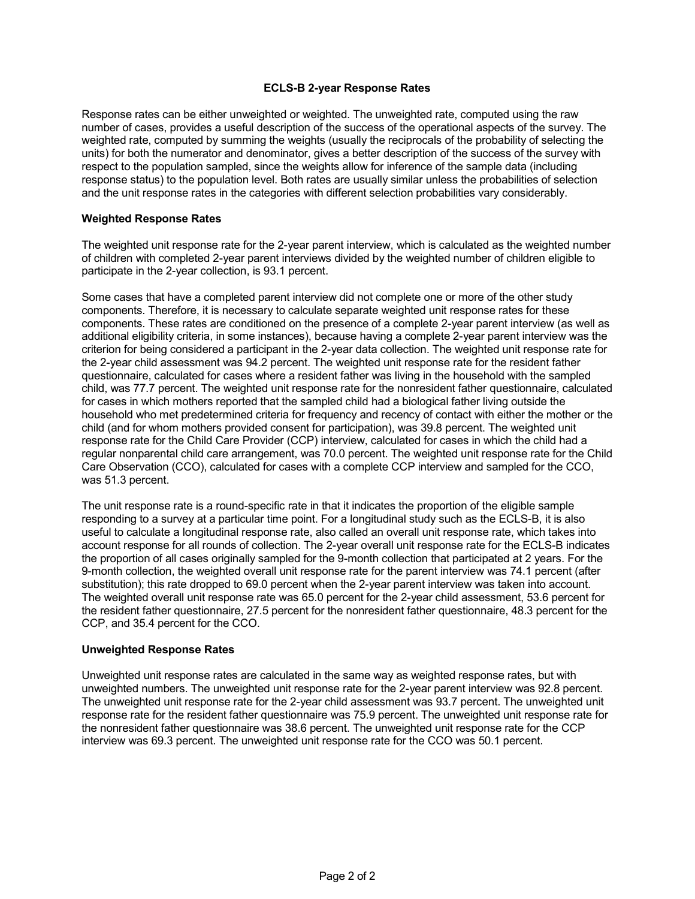## ECLS-B 2-year Response Rates

Response rates can be either unweighted or weighted. The unweighted rate, computed using the raw number of cases, provides a useful description of the success of the operational aspects of the survey. The weighted rate, computed by summing the weights (usually the reciprocals of the probability of selecting the units) for both the numerator and denominator, gives a better description of the success of the survey with respect to the population sampled, since the weights allow for inference of the sample data (including response status) to the population level. Both rates are usually similar unless the probabilities of selection and the unit response rates in the categories with different selection probabilities vary considerably.

### Weighted Response Rates

The weighted unit response rate for the 2-year parent interview, which is calculated as the weighted number of children with completed 2-year parent interviews divided by the weighted number of children eligible to participate in the 2-year collection, is 93.1 percent.

Some cases that have a completed parent interview did not complete one or more of the other study components. Therefore, it is necessary to calculate separate weighted unit response rates for these components. These rates are conditioned on the presence of a complete 2-year parent interview (as well as additional eligibility criteria, in some instances), because having a complete 2-year parent interview was the criterion for being considered a participant in the 2-year data collection. The weighted unit response rate for the 2-year child assessment was 94.2 percent. The weighted unit response rate for the resident father questionnaire, calculated for cases where a resident father was living in the household with the sampled child, was 77.7 percent. The weighted unit response rate for the nonresident father questionnaire, calculated for cases in which mothers reported that the sampled child had a biological father living outside the household who met predetermined criteria for frequency and recency of contact with either the mother or the child (and for whom mothers provided consent for participation), was 39.8 percent. The weighted unit response rate for the Child Care Provider (CCP) interview, calculated for cases in which the child had a regular nonparental child care arrangement, was 70.0 percent. The weighted unit response rate for the Child Care Observation (CCO), calculated for cases with a complete CCP interview and sampled for the CCO, was 51.3 percent.

The unit response rate is a round-specific rate in that it indicates the proportion of the eligible sample responding to a survey at a particular time point. For a longitudinal study such as the ECLS-B, it is also useful to calculate a longitudinal response rate, also called an overall unit response rate, which takes into account response for all rounds of collection. The 2-year overall unit response rate for the ECLS-B indicates the proportion of all cases originally sampled for the 9-month collection that participated at 2 years. For the 9-month collection, the weighted overall unit response rate for the parent interview was 74.1 percent (after substitution); this rate dropped to 69.0 percent when the 2-year parent interview was taken into account. The weighted overall unit response rate was 65.0 percent for the 2-year child assessment, 53.6 percent for the resident father questionnaire, 27.5 percent for the nonresident father questionnaire, 48.3 percent for the CCP, and 35.4 percent for the CCO.

### Unweighted Response Rates

Unweighted unit response rates are calculated in the same way as weighted response rates, but with unweighted numbers. The unweighted unit response rate for the 2-year parent interview was 92.8 percent. The unweighted unit response rate for the 2-year child assessment was 93.7 percent. The unweighted unit response rate for the resident father questionnaire was 75.9 percent. The unweighted unit response rate for the nonresident father questionnaire was 38.6 percent. The unweighted unit response rate for the CCP interview was 69.3 percent. The unweighted unit response rate for the CCO was 50.1 percent.